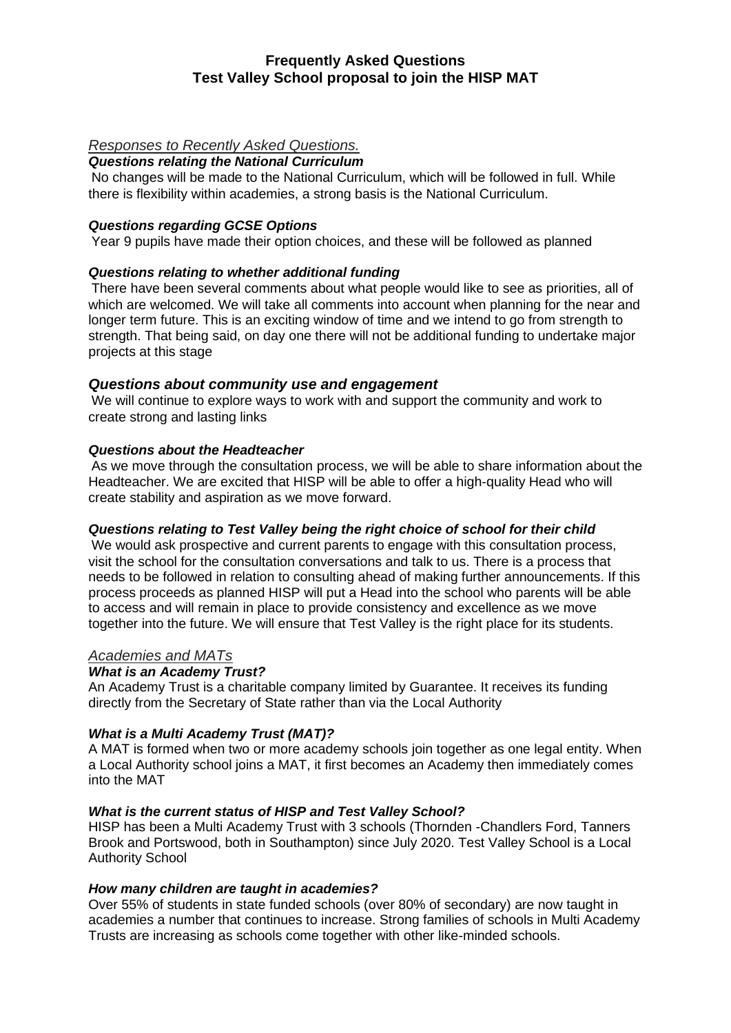# Frequently Asked Questions
# Test Valley School proposal to join the HISP MAT

## *Responses to Recently Asked Questions.*

### *Questions relating the National Curriculum*

No changes will be made to the National Curriculum, which will be followed in full. While there is flexibility within academies, a strong basis is the National Curriculum.

### *Questions regarding GCSE Options*

Year 9 pupils have made their option choices, and these will be followed as planned

### *Questions relating to whether additional funding*

There have been several comments about what people would like to see as priorities, all of which are welcomed. We will take all comments into account when planning for the near and longer term future. This is an exciting window of time and we intend to go from strength to strength. That being said, on day one there will not be additional funding to undertake major projects at this stage

### *Questions about community use and engagement*

We will continue to explore ways to work with and support the community and work to create strong and lasting links

### *Questions about the Headteacher*

As we move through the consultation process, we will be able to share information about the Headteacher. We are excited that HISP will be able to offer a high-quality Head who will create stability and aspiration as we move forward.

### *Questions relating to Test Valley being the right choice of school for their child*

We would ask prospective and current parents to engage with this consultation process, visit the school for the consultation conversations and talk to us. There is a process that needs to be followed in relation to consulting ahead of making further announcements. If this process proceeds as planned HISP will put a Head into the school who parents will be able to access and will remain in place to provide consistency and excellence as we move together into the future. We will ensure that Test Valley is the right place for its students.

## *Academies and MATs*

### *What is an Academy Trust?*

An Academy Trust is a charitable company limited by Guarantee. It receives its funding directly from the Secretary of State rather than via the Local Authority

### *What is a Multi Academy Trust (MAT)?*

A MAT is formed when two or more academy schools join together as one legal entity. When a Local Authority school joins a MAT, it first becomes an Academy then immediately comes into the MAT

### *What is the current status of HISP and Test Valley School?*

HISP has been a Multi Academy Trust with 3 schools (Thornden -Chandlers Ford, Tanners Brook and Portswood, both in Southampton) since July 2020. Test Valley School is a Local Authority School

### *How many children are taught in academies?*

Over 55% of students in state funded schools (over 80% of secondary) are now taught in academies a number that continues to increase. Strong families of schools in Multi Academy Trusts are increasing as schools come together with other like-minded schools.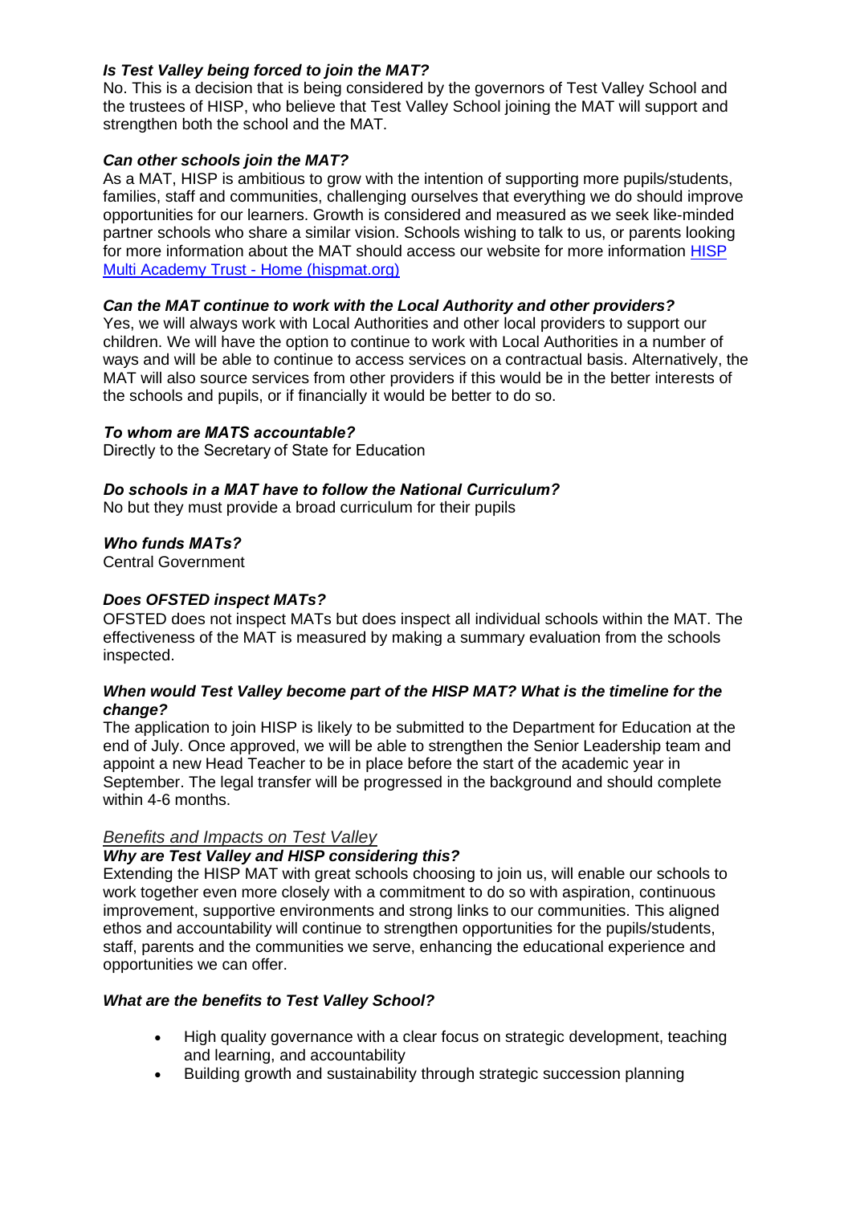***Is Test Valley being forced to join the MAT?***

No. This is a decision that is being considered by the governors of Test Valley School and the trustees of HISP, who believe that Test Valley School joining the MAT will support and strengthen both the school and the MAT.

***Can other schools join the MAT?***

As a MAT, HISP is ambitious to grow with the intention of supporting more pupils/students, families, staff and communities, challenging ourselves that everything we do should improve opportunities for our learners. Growth is considered and measured as we seek like-minded partner schools who share a similar vision. Schools wishing to talk to us, or parents looking for more information about the MAT should access our website for more information [HISP Multi Academy Trust - Home (hispmat.org)](https://hispmat.org)

***Can the MAT continue to work with the Local Authority and other providers?***

Yes, we will always work with Local Authorities and other local providers to support our children. We will have the option to continue to work with Local Authorities in a number of ways and will be able to continue to access services on a contractual basis. Alternatively, the MAT will also source services from other providers if this would be in the better interests of the schools and pupils, or if financially it would be better to do so.

***To whom are MATS accountable?***

Directly to the Secretary of State for Education

***Do schools in a MAT have to follow the National Curriculum?***

No but they must provide a broad curriculum for their pupils

***Who funds MATs?***

Central Government

***Does OFSTED inspect MATs?***

OFSTED does not inspect MATs but does inspect all individual schools within the MAT. The effectiveness of the MAT is measured by making a summary evaluation from the schools inspected.

***When would Test Valley become part of the HISP MAT? What is the timeline for the change?***

The application to join HISP is likely to be submitted to the Department for Education at the end of July. Once approved, we will be able to strengthen the Senior Leadership team and appoint a new Head Teacher to be in place before the start of the academic year in September. The legal transfer will be progressed in the background and should complete within 4-6 months.

*Benefits and Impacts on Test Valley*

***Why are Test Valley and HISP considering this?***

Extending the HISP MAT with great schools choosing to join us, will enable our schools to work together even more closely with a commitment to do so with aspiration, continuous improvement, supportive environments and strong links to our communities. This aligned ethos and accountability will continue to strengthen opportunities for the pupils/students, staff, parents and the communities we serve, enhancing the educational experience and opportunities we can offer.

***What are the benefits to Test Valley School?***

- High quality governance with a clear focus on strategic development, teaching and learning, and accountability
- Building growth and sustainability through strategic succession planning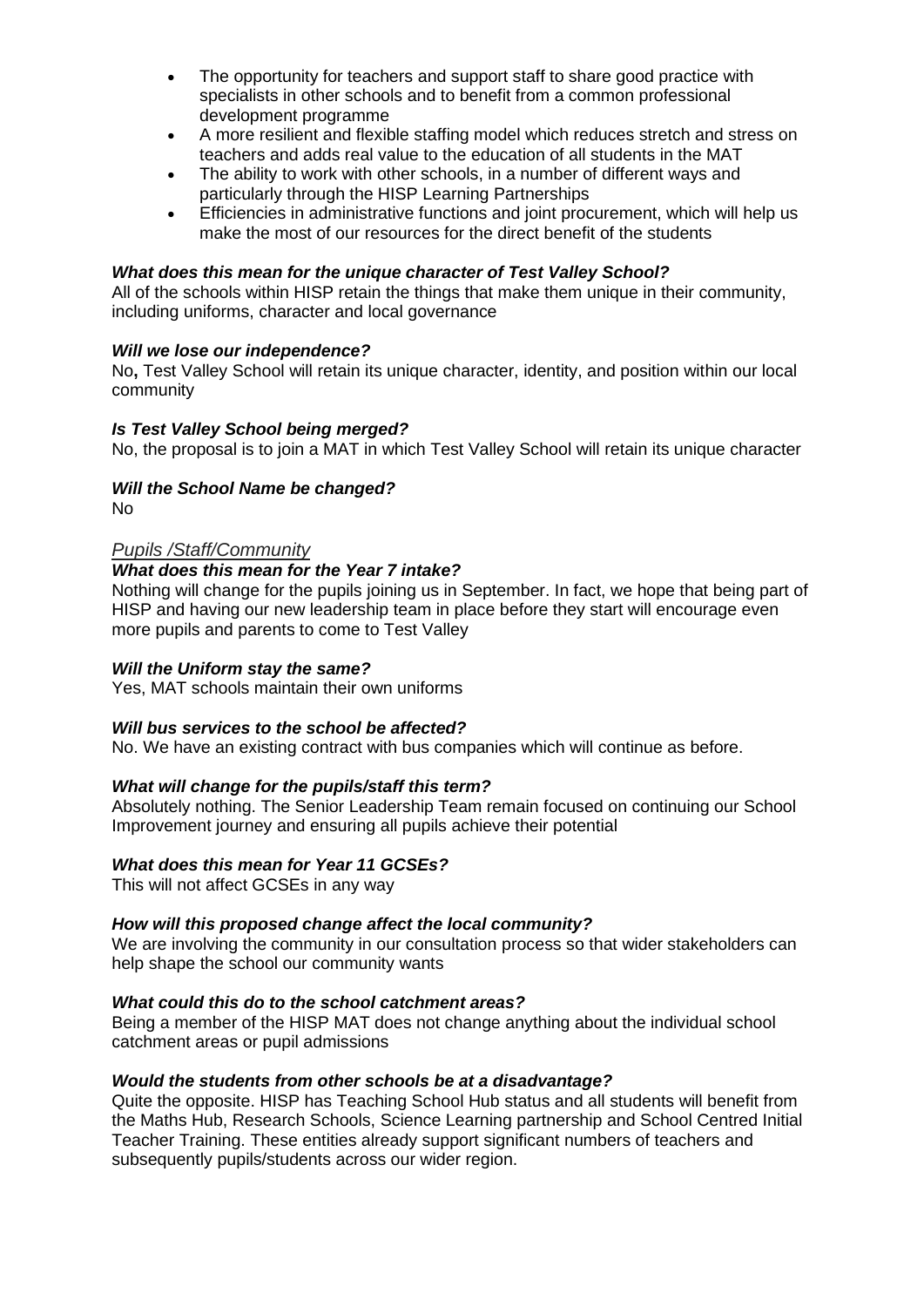- The opportunity for teachers and support staff to share good practice with specialists in other schools and to benefit from a common professional development programme
- A more resilient and flexible staffing model which reduces stretch and stress on teachers and adds real value to the education of all students in the MAT
- The ability to work with other schools, in a number of different ways and particularly through the HISP Learning Partnerships
- Efficiencies in administrative functions and joint procurement, which will help us make the most of our resources for the direct benefit of the students

***What does this mean for the unique character of Test Valley School?***
All of the schools within HISP retain the things that make them unique in their community, including uniforms, character and local governance

***Will we lose our independence?***
No**,** Test Valley School will retain its unique character, identity, and position within our local community

***Is Test Valley School being merged?***
No, the proposal is to join a MAT in which Test Valley School will retain its unique character

***Will the School Name be changed?***
No

*Pupils /Staff/Community*

***What does this mean for the Year 7 intake?***
Nothing will change for the pupils joining us in September. In fact, we hope that being part of HISP and having our new leadership team in place before they start will encourage even more pupils and parents to come to Test Valley

***Will the Uniform stay the same?***
Yes, MAT schools maintain their own uniforms

***Will bus services to the school be affected?***
No. We have an existing contract with bus companies which will continue as before.

***What will change for the pupils/staff this term?***
Absolutely nothing. The Senior Leadership Team remain focused on continuing our School Improvement journey and ensuring all pupils achieve their potential

***What does this mean for Year 11 GCSEs?***
This will not affect GCSEs in any way

***How will this proposed change affect the local community?***
We are involving the community in our consultation process so that wider stakeholders can help shape the school our community wants

***What could this do to the school catchment areas?***
Being a member of the HISP MAT does not change anything about the individual school catchment areas or pupil admissions

***Would the students from other schools be at a disadvantage?***
Quite the opposite. HISP has Teaching School Hub status and all students will benefit from the Maths Hub, Research Schools, Science Learning partnership and School Centred Initial Teacher Training. These entities already support significant numbers of teachers and subsequently pupils/students across our wider region.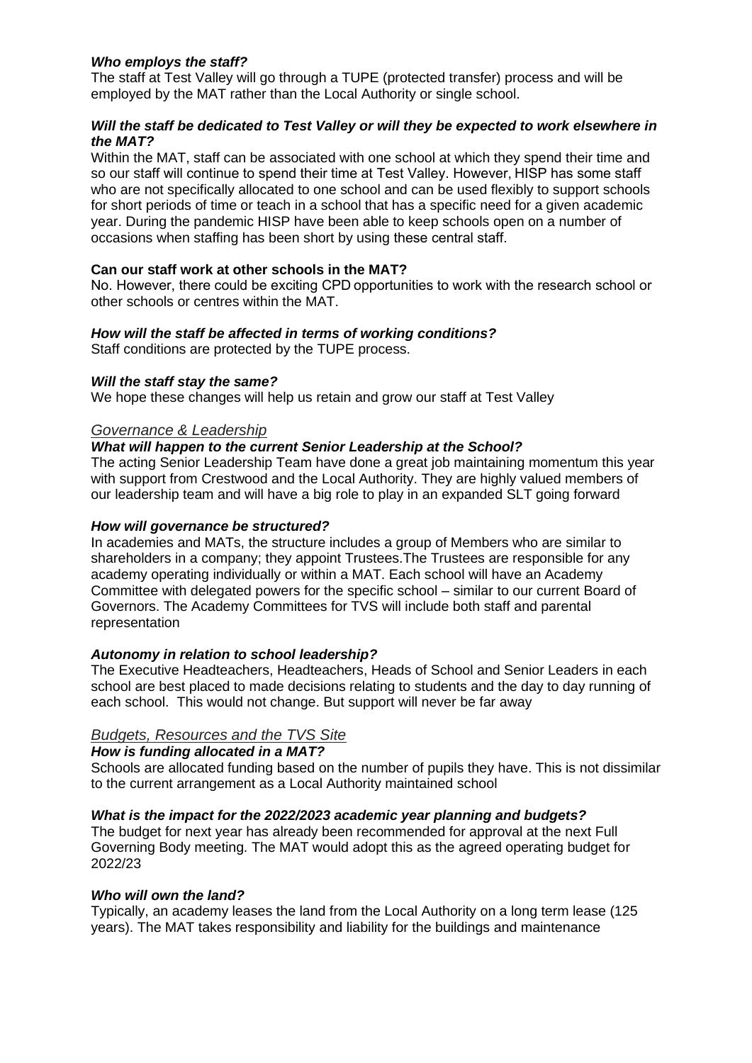***Who employs the staff?***

The staff at Test Valley will go through a TUPE (protected transfer) process and will be employed by the MAT rather than the Local Authority or single school.

***Will the staff be dedicated to Test Valley or will they be expected to work elsewhere in the MAT?***

Within the MAT, staff can be associated with one school at which they spend their time and so our staff will continue to spend their time at Test Valley. However, HISP has some staff who are not specifically allocated to one school and can be used flexibly to support schools for short periods of time or teach in a school that has a specific need for a given academic year. During the pandemic HISP have been able to keep schools open on a number of occasions when staffing has been short by using these central staff.

**Can our staff work at other schools in the MAT?**

No. However, there could be exciting CPD opportunities to work with the research school or other schools or centres within the MAT.

***How will the staff be affected in terms of working conditions?***

Staff conditions are protected by the TUPE process.

***Will the staff stay the same?***

We hope these changes will help us retain and grow our staff at Test Valley

## *Governance & Leadership*

***What will happen to the current Senior Leadership at the School?***

The acting Senior Leadership Team have done a great job maintaining momentum this year with support from Crestwood and the Local Authority. They are highly valued members of our leadership team and will have a big role to play in an expanded SLT going forward

***How will governance be structured?***

In academies and MATs, the structure includes a group of Members who are similar to shareholders in a company; they appoint Trustees.The Trustees are responsible for any academy operating individually or within a MAT. Each school will have an Academy Committee with delegated powers for the specific school – similar to our current Board of Governors. The Academy Committees for TVS will include both staff and parental representation

***Autonomy in relation to school leadership?***

The Executive Headteachers, Headteachers, Heads of School and Senior Leaders in each school are best placed to made decisions relating to students and the day to day running of each school. This would not change. But support will never be far away

## *Budgets, Resources and the TVS Site*

***How is funding allocated in a MAT?***

Schools are allocated funding based on the number of pupils they have. This is not dissimilar to the current arrangement as a Local Authority maintained school

***What is the impact for the 2022/2023 academic year planning and budgets?***

The budget for next year has already been recommended for approval at the next Full Governing Body meeting. The MAT would adopt this as the agreed operating budget for 2022/23

***Who will own the land?***

Typically, an academy leases the land from the Local Authority on a long term lease (125 years). The MAT takes responsibility and liability for the buildings and maintenance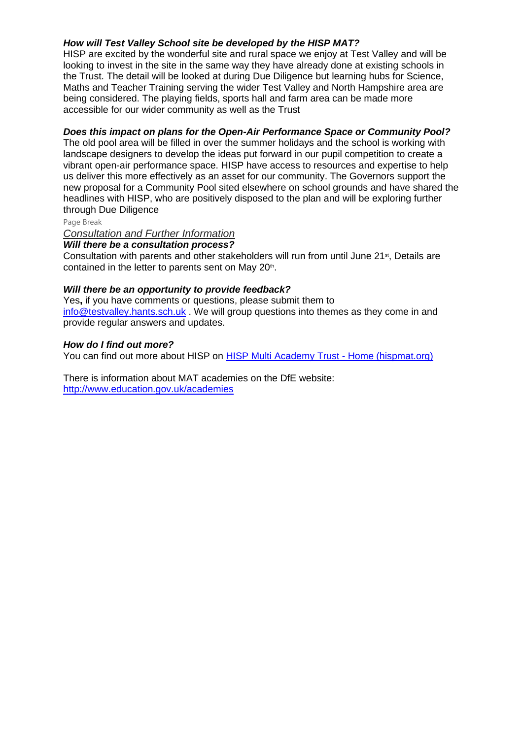***How will Test Valley School site be developed by the HISP MAT?***

HISP are excited by the wonderful site and rural space we enjoy at Test Valley and will be looking to invest in the site in the same way they have already done at existing schools in the Trust. The detail will be looked at during Due Diligence but learning hubs for Science, Maths and Teacher Training serving the wider Test Valley and North Hampshire area are being considered. The playing fields, sports hall and farm area can be made more accessible for our wider community as well as the Trust

***Does this impact on plans for the Open-Air Performance Space or Community Pool?***

The old pool area will be filled in over the summer holidays and the school is working with landscape designers to develop the ideas put forward in our pupil competition to create a vibrant open-air performance space. HISP have access to resources and expertise to help us deliver this more effectively as an asset for our community. The Governors support the new proposal for a Community Pool sited elsewhere on school grounds and have shared the headlines with HISP, who are positively disposed to the plan and will be exploring further through Due Diligence

Page Break

*Consultation and Further Information*

***Will there be a consultation process?***

Consultation with parents and other stakeholders will run from until June 21st, Details are contained in the letter to parents sent on May 20th.

***Will there be an opportunity to provide feedback?***

Yes**,** if you have comments or questions, please submit them to [info@testvalley.hants.sch.uk](mailto:info@testvalley.hants.sch.uk) . We will group questions into themes as they come in and provide regular answers and updates.

***How do I find out more?***

You can find out more about HISP on [HISP Multi Academy Trust - Home (hispmat.org)](https://hispmat.org)

There is information about MAT academies on the DfE website: [http://www.education.gov.uk/academies](http://www.education.gov.uk/academies)